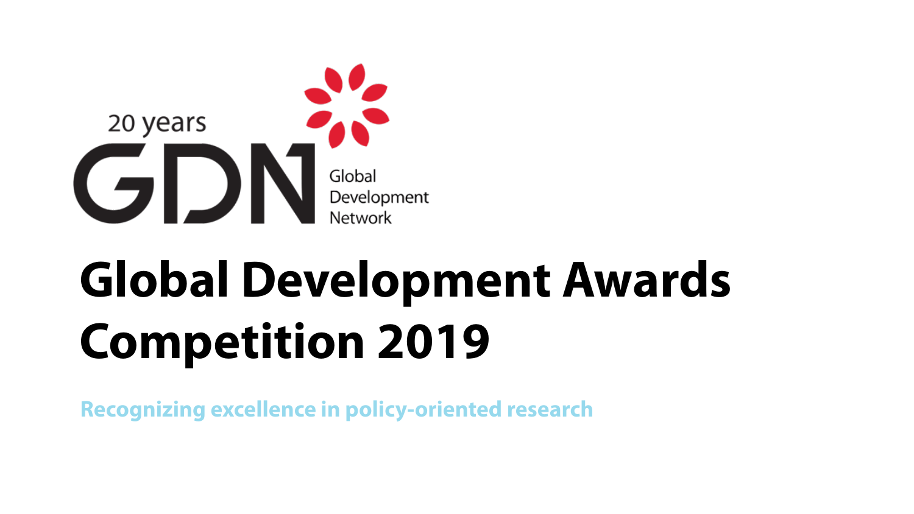20 years

GDN Global Development Network

# Global Development Awards Competition 2019

Recognizing excellence in policy-oriented research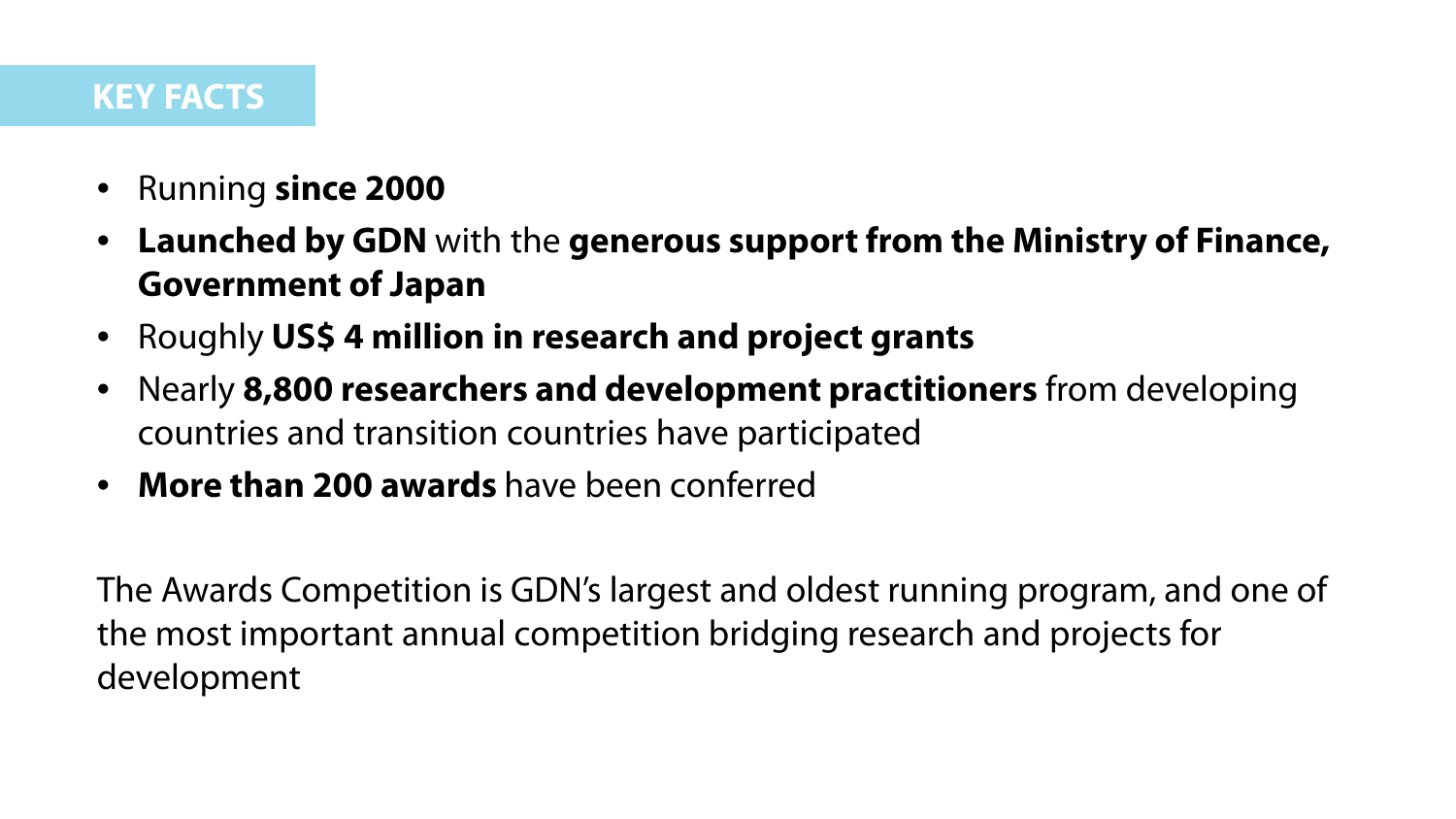## KEY FACTS

- Running **since 2000**
- **Launched by GDN** with the **generous support from the Ministry of Finance, Government of Japan**
- Roughly **US$ 4 million in research and project grants**
- Nearly **8,800 researchers and development practitioners** from developing countries and transition countries have participated
- **More than 200 awards** have been conferred

The Awards Competition is GDN's largest and oldest running program, and one of the most important annual competition bridging research and projects for development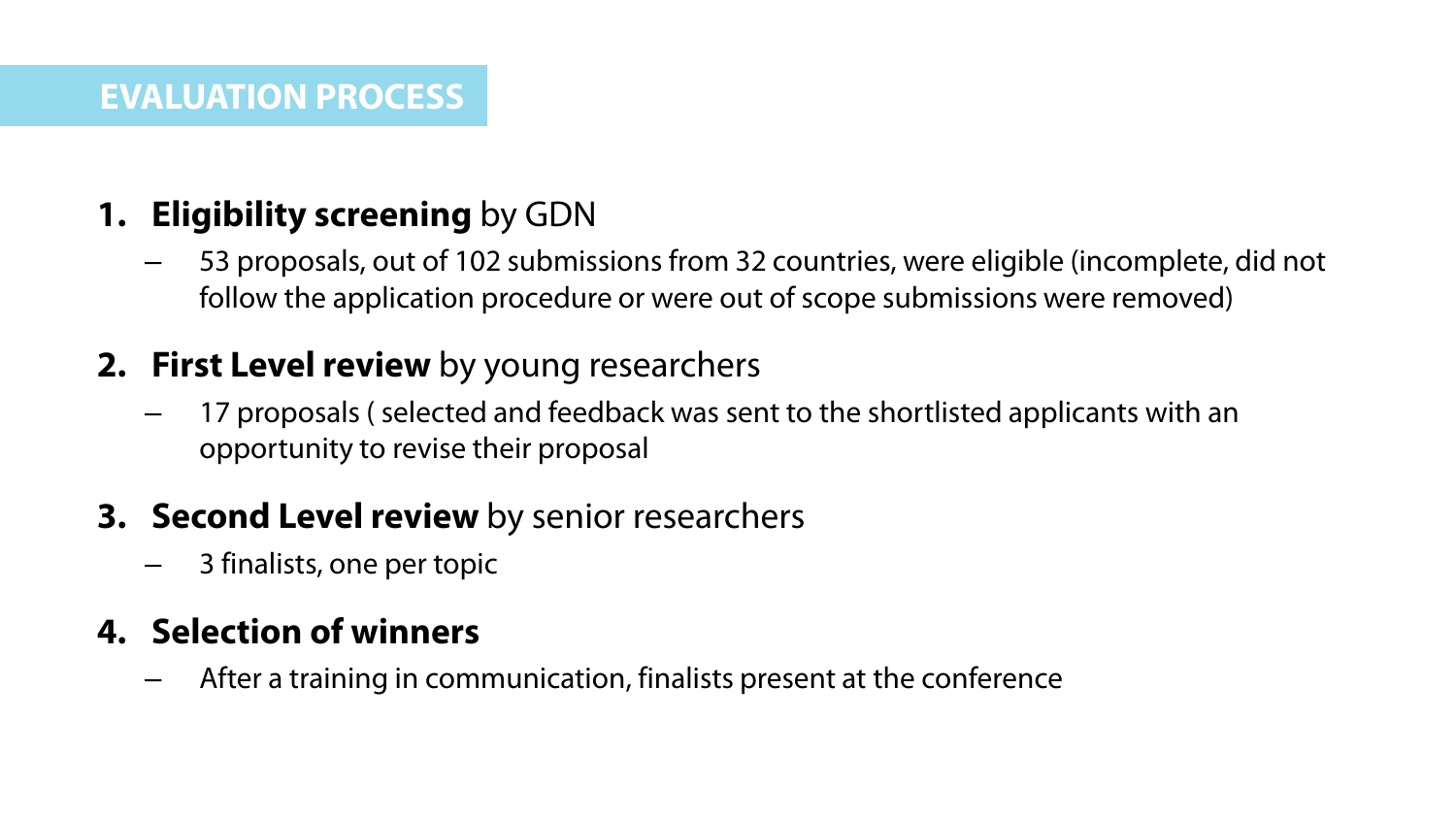## EVALUATION PROCESS

1. **Eligibility screening** by GDN
   - 53 proposals, out of 102 submissions from 32 countries, were eligible (incomplete, did not follow the application procedure or were out of scope submissions were removed)
2. **First Level review** by young researchers
   - 17 proposals ( selected and feedback was sent to the shortlisted applicants with an opportunity to revise their proposal
3. **Second Level review** by senior researchers
   - 3 finalists, one per topic
4. **Selection of winners**
   - After a training in communication, finalists present at the conference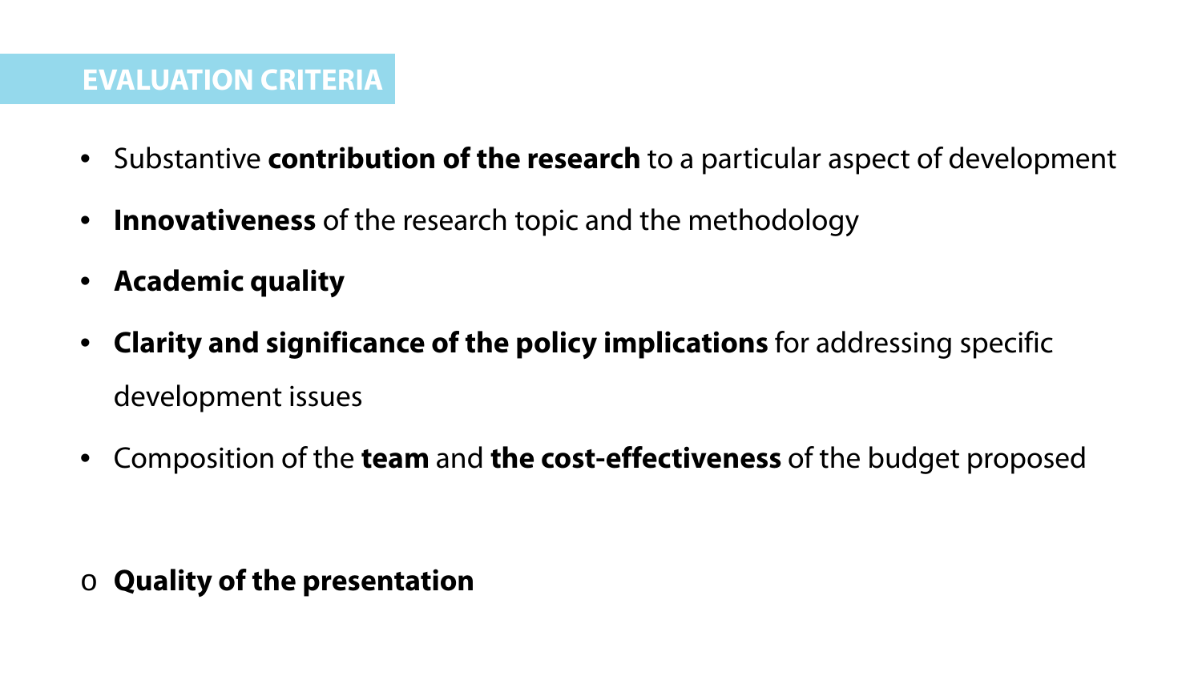## EVALUATION CRITERIA

- Substantive **contribution of the research** to a particular aspect of development
- **Innovativeness** of the research topic and the methodology
- **Academic quality**
- **Clarity and significance of the policy implications** for addressing specific development issues
- Composition of the **team** and **the cost-effectiveness** of the budget proposed

o **Quality of the presentation**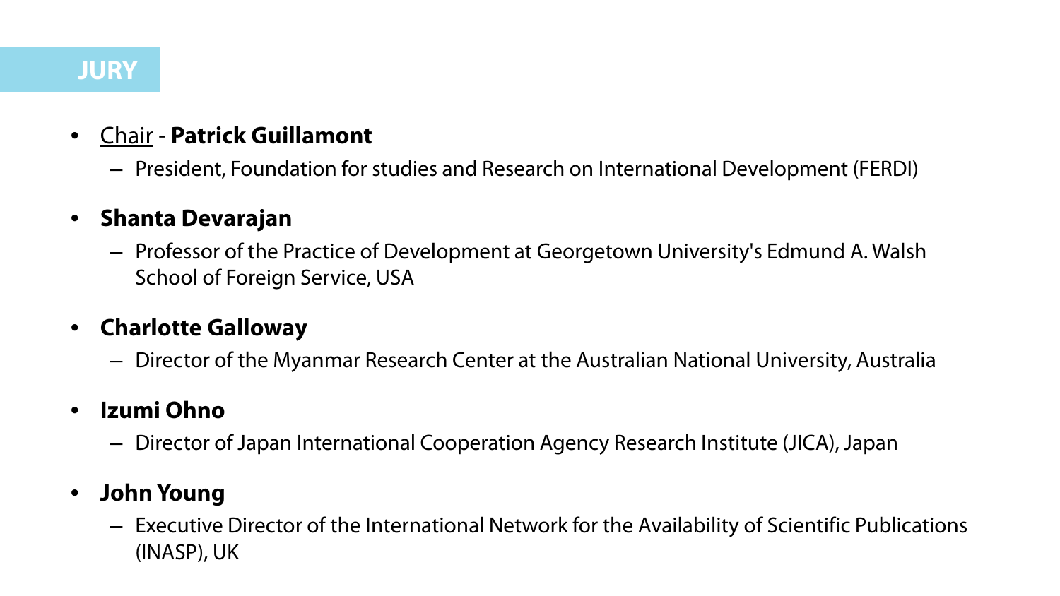## JURY

- Chair - **Patrick Guillamont**
  - President, Foundation for studies and Research on International Development (FERDI)
- **Shanta Devarajan**
  - Professor of the Practice of Development at Georgetown University's Edmund A. Walsh School of Foreign Service, USA
- **Charlotte Galloway**
  - Director of the Myanmar Research Center at the Australian National University, Australia
- **Izumi Ohno**
  - Director of Japan International Cooperation Agency Research Institute (JICA), Japan
- **John Young**
  - Executive Director of the International Network for the Availability of Scientific Publications (INASP), UK